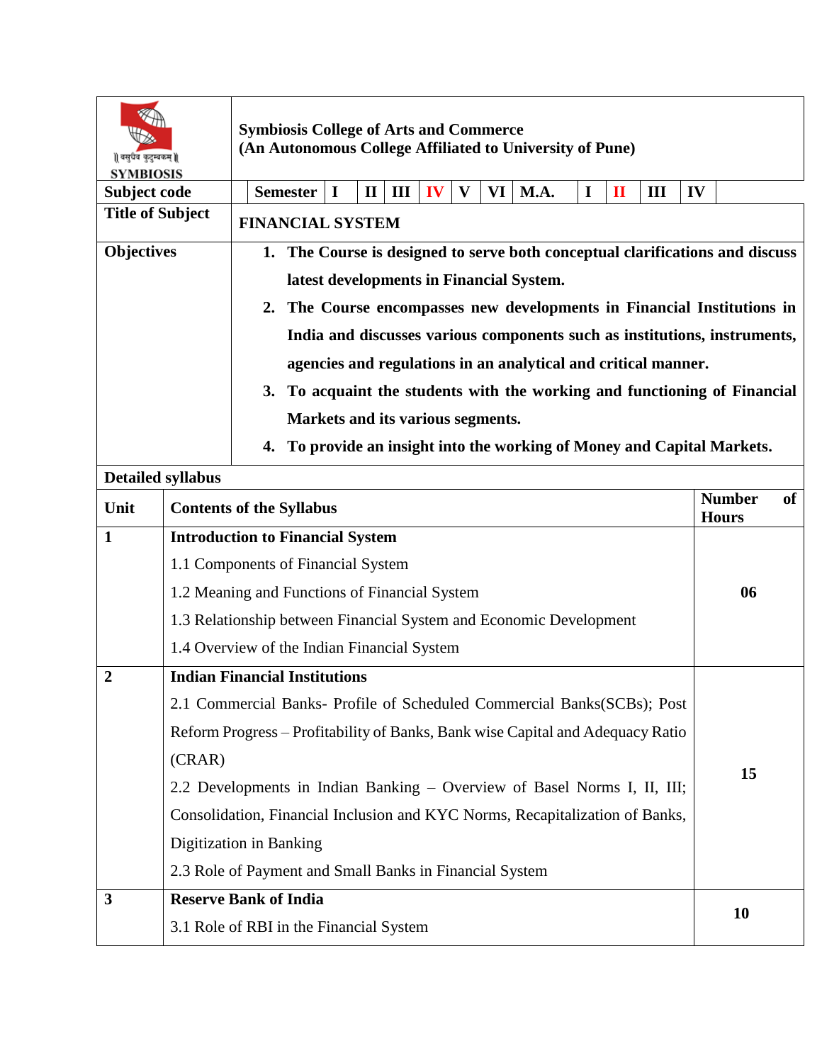| SYMBIOSIS | **Symbiosis College of Arts and Commerce**<br>**(An Autonomous College Affiliated to University of Pune)** |
|---|---|
| **Subject code** | **Semester** I II III **IV** V VI **M.A.** I **II** III IV |
| **Title of Subject** | **FINANCIAL SYSTEM** |
| **Objectives** | 1. **The Course is designed to serve both conceptual clarifications and discuss latest developments in Financial System.**<br>2. **The Course encompasses new developments in Financial Institutions in India and discusses various components such as institutions, instruments, agencies and regulations in an analytical and critical manner.**<br>3. **To acquaint the students with the working and functioning of Financial Markets and its various segments.**<br>4. **To provide an insight into the working of Money and Capital Markets.** |

**Detailed syllabus**

| Unit | Contents of the Syllabus | Number of Hours |
|---|---|---|
| **1** | **Introduction to Financial System**<br>1.1 Components of Financial System<br>1.2 Meaning and Functions of Financial System<br>1.3 Relationship between Financial System and Economic Development<br>1.4 Overview of the Indian Financial System | **06** |
| **2** | **Indian Financial Institutions**<br>2.1 Commercial Banks- Profile of Scheduled Commercial Banks(SCBs); Post Reform Progress – Profitability of Banks, Bank wise Capital and Adequacy Ratio (CRAR)<br>2.2 Developments in Indian Banking – Overview of Basel Norms I, II, III; Consolidation, Financial Inclusion and KYC Norms, Recapitalization of Banks, Digitization in Banking<br>2.3 Role of Payment and Small Banks in Financial System | **15** |
| **3** | **Reserve Bank of India**<br>3.1 Role of RBI in the Financial System | **10** |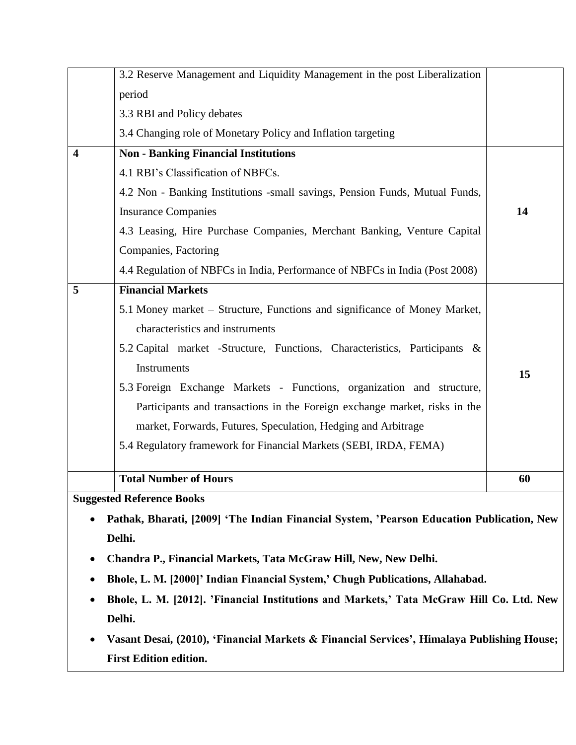| | | |
|---|---|---|
| | 3.2 Reserve Management and Liquidity Management in the post Liberalization period<br>3.3 RBI and Policy debates<br>3.4 Changing role of Monetary Policy and Inflation targeting | |
| **4** | **Non - Banking Financial Institutions**<br>4.1 RBI's Classification of NBFCs.<br>4.2 Non - Banking Institutions -small savings, Pension Funds, Mutual Funds, Insurance Companies<br>4.3 Leasing, Hire Purchase Companies, Merchant Banking, Venture Capital Companies, Factoring<br>4.4 Regulation of NBFCs in India, Performance of NBFCs in India (Post 2008) | **14** |
| **5** | **Financial Markets**<br>5.1 Money market – Structure, Functions and significance of Money Market, characteristics and instruments<br>5.2 Capital market -Structure, Functions, Characteristics, Participants & Instruments<br>5.3 Foreign Exchange Markets - Functions, organization and structure, Participants and transactions in the Foreign exchange market, risks in the market, Forwards, Futures, Speculation, Hedging and Arbitrage<br>5.4 Regulatory framework for Financial Markets (SEBI, IRDA, FEMA) | **15** |
| | **Total Number of Hours** | **60** |

**Suggested Reference Books**

- **Pathak, Bharati, [2009] 'The Indian Financial System, 'Pearson Education Publication, New Delhi.**
- **Chandra P., Financial Markets, Tata McGraw Hill, New, New Delhi.**
- **Bhole, L. M. [2000]' Indian Financial System,' Chugh Publications, Allahabad.**
- **Bhole, L. M. [2012]. 'Financial Institutions and Markets,' Tata McGraw Hill Co. Ltd. New Delhi.**
- **Vasant Desai, (2010), 'Financial Markets & Financial Services', Himalaya Publishing House; First Edition edition.**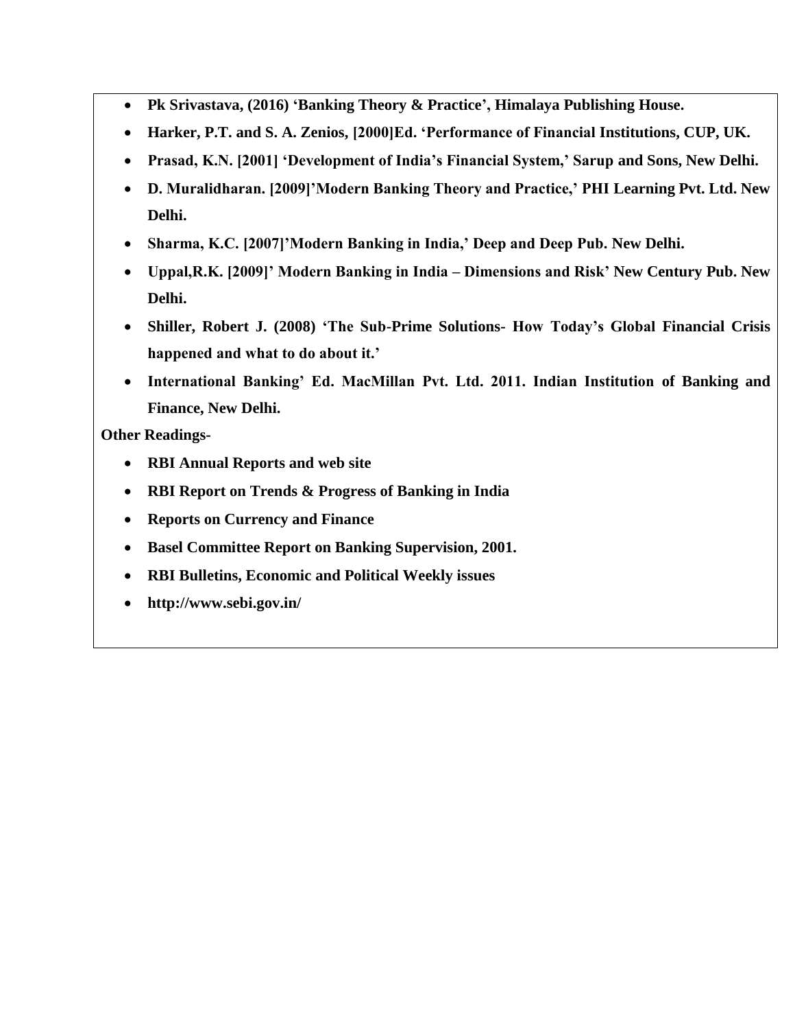- **Pk Srivastava, (2016) 'Banking Theory & Practice', Himalaya Publishing House.**
- **Harker, P.T. and S. A. Zenios, [2000]Ed. 'Performance of Financial Institutions, CUP, UK.**
- **Prasad, K.N. [2001] 'Development of India's Financial System,' Sarup and Sons, New Delhi.**
- **D. Muralidharan. [2009]'Modern Banking Theory and Practice,' PHI Learning Pvt. Ltd. New Delhi.**
- **Sharma, K.C. [2007]'Modern Banking in India,' Deep and Deep Pub. New Delhi.**
- **Uppal,R.K. [2009]' Modern Banking in India – Dimensions and Risk' New Century Pub. New Delhi.**
- **Shiller, Robert J. (2008) 'The Sub-Prime Solutions- How Today's Global Financial Crisis happened and what to do about it.'**
- **International Banking' Ed. MacMillan Pvt. Ltd. 2011. Indian Institution of Banking and Finance, New Delhi.**

**Other Readings-**

- **RBI Annual Reports and web site**
- **RBI Report on Trends & Progress of Banking in India**
- **Reports on Currency and Finance**
- **Basel Committee Report on Banking Supervision, 2001.**
- **RBI Bulletins, Economic and Political Weekly issues**
- **http://www.sebi.gov.in/**